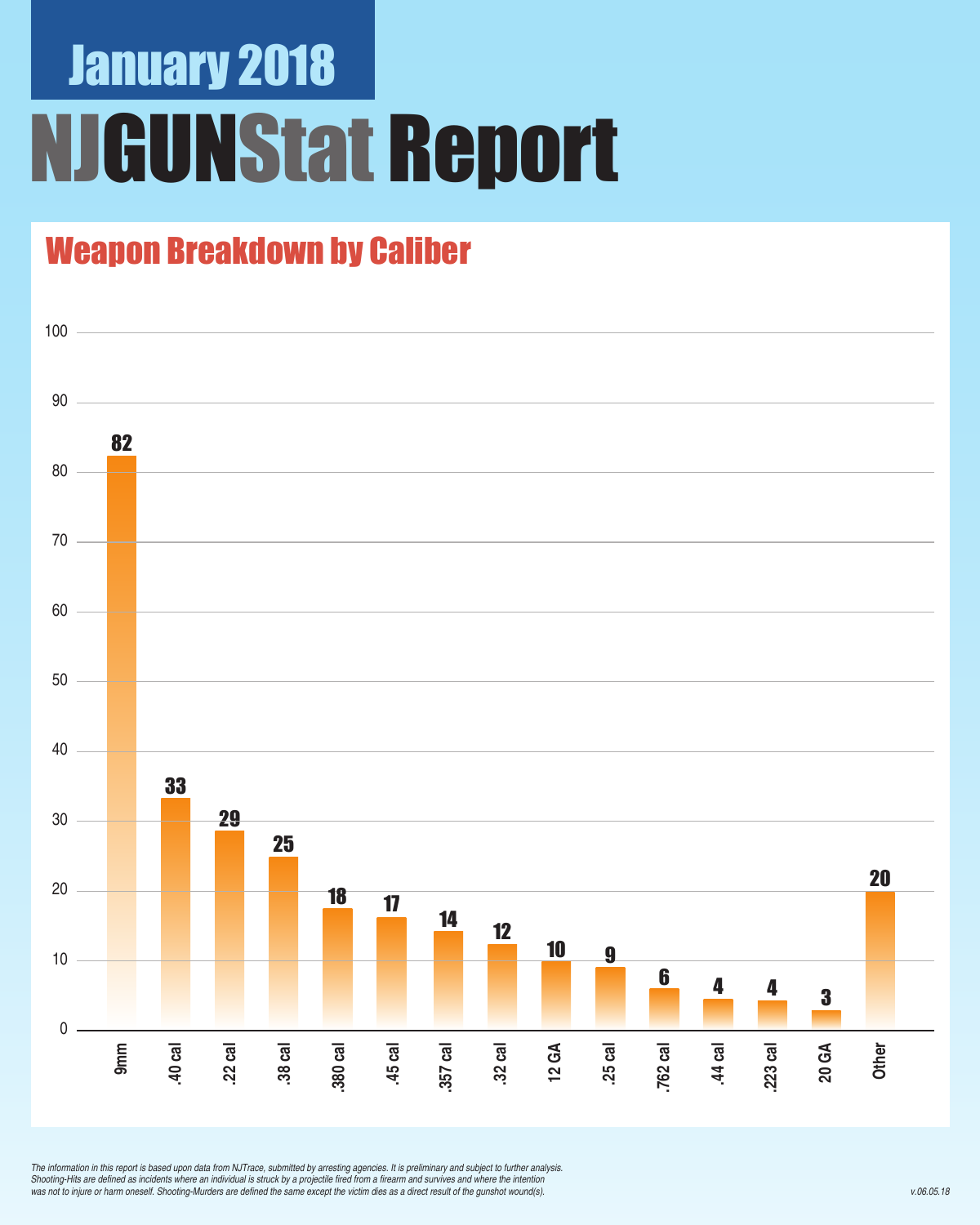# January 2018

# NJGUNStat Report

## Weapon Breakdown by Caliber

| Caliber | Count |
|---|---|
| 9mm | 82 |
| .40 cal | 33 |
| .22 cal | 29 |
| .38 cal | 25 |
| .380 cal | 18 |
| .45 cal | 17 |
| .357 cal | 14 |
| .32 cal | 12 |
| 12 GA | 10 |
| .25 cal | 9 |
| .762 cal | 6 |
| .44 cal | 4 |
| .223 cal | 4 |
| 20 GA | 3 |
| Other | 20 |

*The information in this report is based upon data from NJTrace, submitted by arresting agencies. It is preliminary and subject to further analysis. Shooting-Hits are defined as incidents where an individual is struck by a projectile fired from a firearm and survives and where the intention was not to injure or harm oneself. Shooting-Murders are defined the same except the victim dies as a direct result of the gunshot wound(s).*

*v.06.05.18*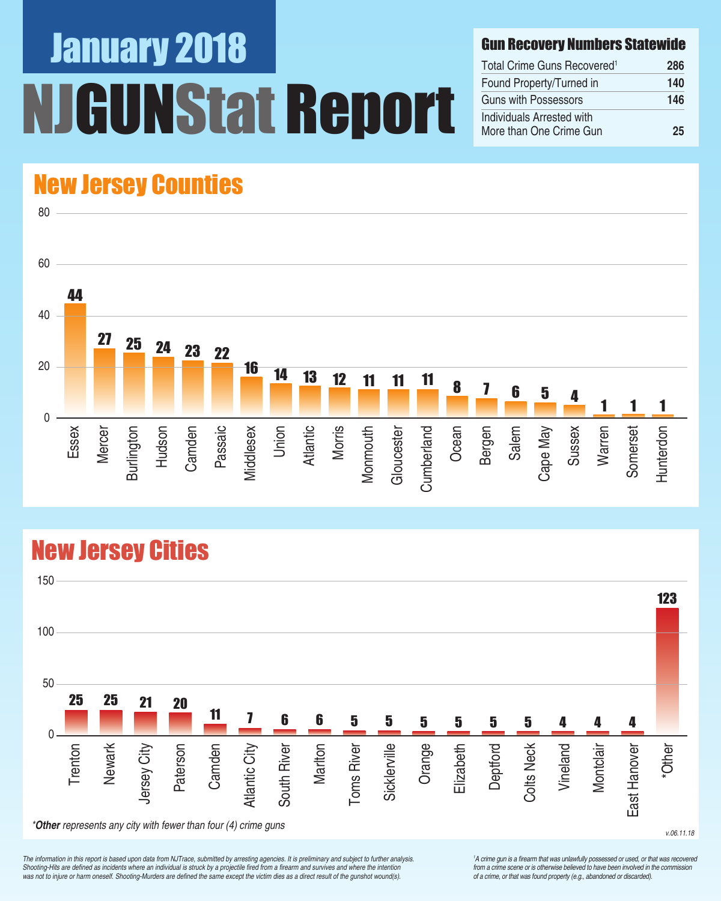# January 2018 NJGUNStat Report

## Gun Recovery Numbers Statewide

| | |
|---|---|
| Total Crime Guns Recovered[1] | 286 |
| Found Property/Turned in | 140 |
| Guns with Possessors | 146 |
| Individuals Arrested with More than One Crime Gun | 25 |

## New Jersey Counties

| County | Crime Guns |
|---|---|
| Essex | 44 |
| Mercer | 27 |
| Burlington | 25 |
| Hudson | 24 |
| Camden | 23 |
| Passaic | 22 |
| Middlesex | 16 |
| Union | 14 |
| Atlantic | 13 |
| Morris | 12 |
| Monmouth | 11 |
| Gloucester | 11 |
| Cumberland | 11 |
| Ocean | 8 |
| Bergen | 7 |
| Salem | 6 |
| Cape May | 5 |
| Sussex | 4 |
| Warren | 1 |
| Somerset | 1 |
| Hunterdon | 1 |

## New Jersey Cities

| City | Crime Guns |
|---|---|
| Trenton | 25 |
| Newark | 25 |
| Jersey City | 21 |
| Paterson | 20 |
| Camden | 11 |
| Atlantic City | 7 |
| South River | 6 |
| Marlton | 6 |
| Toms River | 5 |
| Sicklerville | 5 |
| Orange | 5 |
| Elizabeth | 5 |
| Deptford | 5 |
| Colts Neck | 5 |
| Vineland | 4 |
| Montclair | 4 |
| East Hanover | 4 |
| *Other | 123 |

*\*Other represents any city with fewer than four (4) crime guns*

v.06.11.18

*The information in this report is based upon data from NJTrace, submitted by arresting agencies. It is preliminary and subject to further analysis. Shooting-Hits are defined as incidents where an individual is struck by a projectile fired from a firearm and survives and where the intention was not to injure or harm oneself. Shooting-Murders are defined the same except the victim dies as a direct result of the gunshot wound(s).*

*[1] A crime gun is a firearm that was unlawfully possessed or used, or that was recovered from a crime scene or is otherwise believed to have been involved in the commission of a crime, or that was found property (e.g., abandoned or discarded).*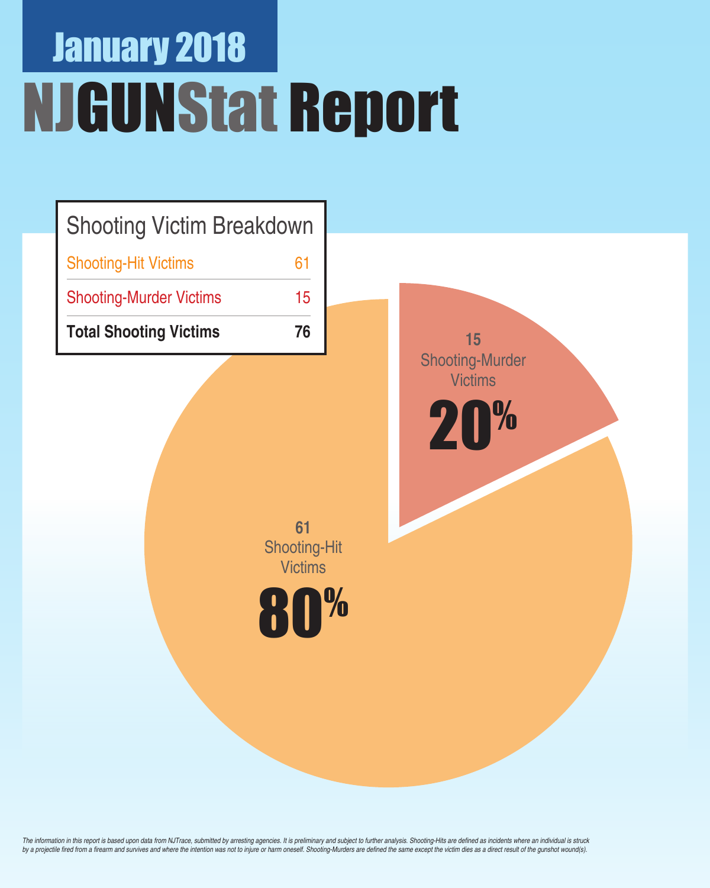# January 2018

# NJGUNStat Report

## Shooting Victim Breakdown

| | |
|---|---|
| Shooting-Hit Victims | 61 |
| Shooting-Murder Victims | 15 |
| **Total Shooting Victims** | **76** |

15
Shooting-Murder Victims
20%

61
Shooting-Hit Victims
80%

*The information in this report is based upon data from NJTrace, submitted by arresting agencies. It is preliminary and subject to further analysis. Shooting-Hits are defined as incidents where an individual is struck by a projectile fired from a firearm and survives and where the intention was not to injure or harm oneself. Shooting-Murders are defined the same except the victim dies as a direct result of the gunshot wound(s).*